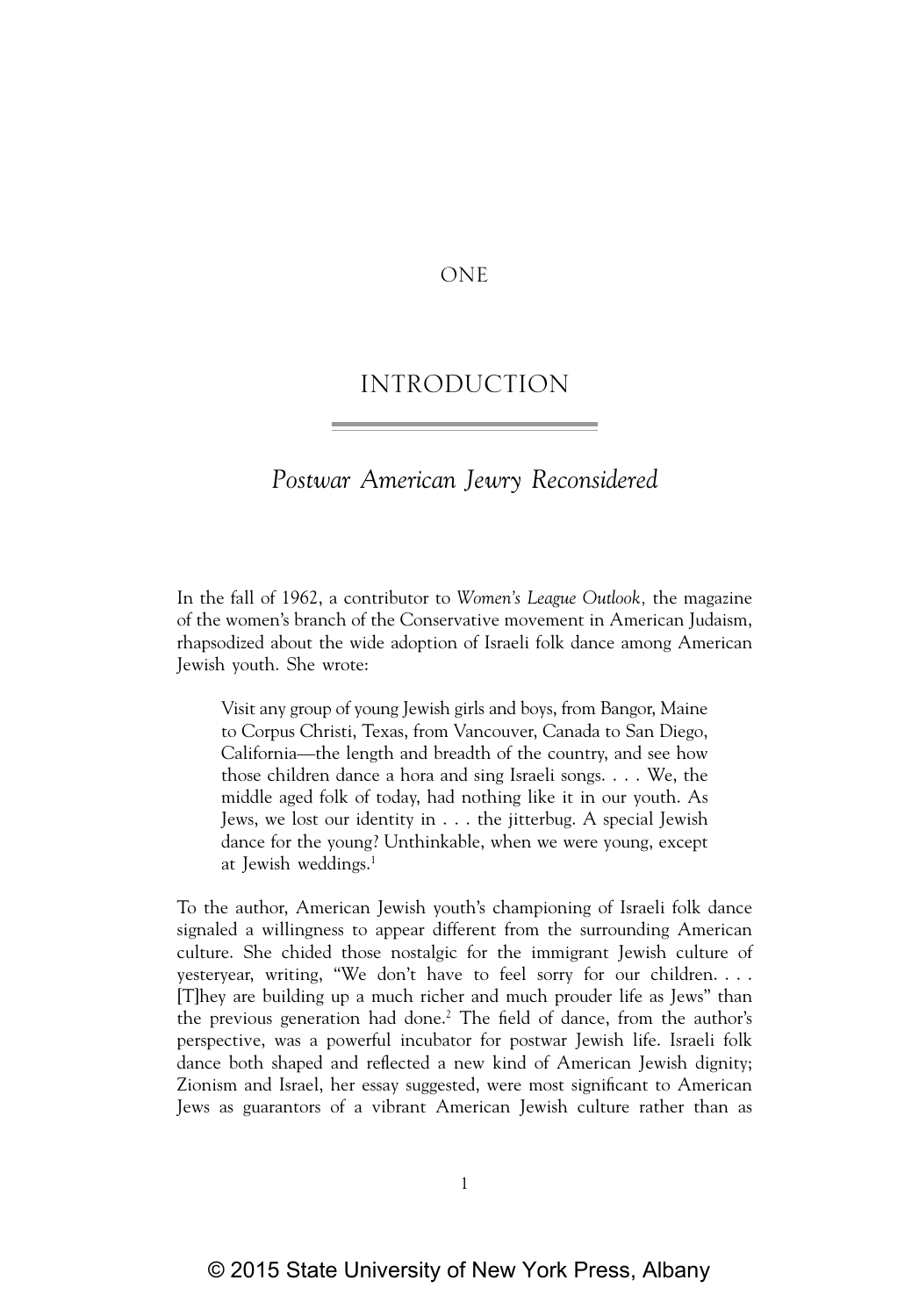ONE

# INTRODUCTION

## *Postwar American Jewry Reconsidered*

In the fall of 1962, a contributor to *Women's League Outlook,* the magazine of the women's branch of the Conservative movement in American Judaism, rhapsodized about the wide adoption of Israeli folk dance among American Jewish youth. She wrote:

> Visit any group of young Jewish girls and boys, from Bangor, Maine to Corpus Christi, Texas, from Vancouver, Canada to San Diego, California—the length and breadth of the country, and see how those children dance a hora and sing Israeli songs. . . . We, the middle aged folk of today, had nothing like it in our youth. As Jews, we lost our identity in . . . the jitterbug. A special Jewish dance for the young? Unthinkable, when we were young, except at Jewish weddings.[1]

To the author, American Jewish youth's championing of Israeli folk dance signaled a willingness to appear different from the surrounding American culture. She chided those nostalgic for the immigrant Jewish culture of yesteryear, writing, "We don't have to feel sorry for our children. . . . [T]hey are building up a much richer and much prouder life as Jews" than the previous generation had done.[2] The field of dance, from the author's perspective, was a powerful incubator for postwar Jewish life. Israeli folk dance both shaped and reflected a new kind of American Jewish dignity; Zionism and Israel, her essay suggested, were most significant to American Jews as guarantors of a vibrant American Jewish culture rather than as

© 2015 State University of New York Press, Albany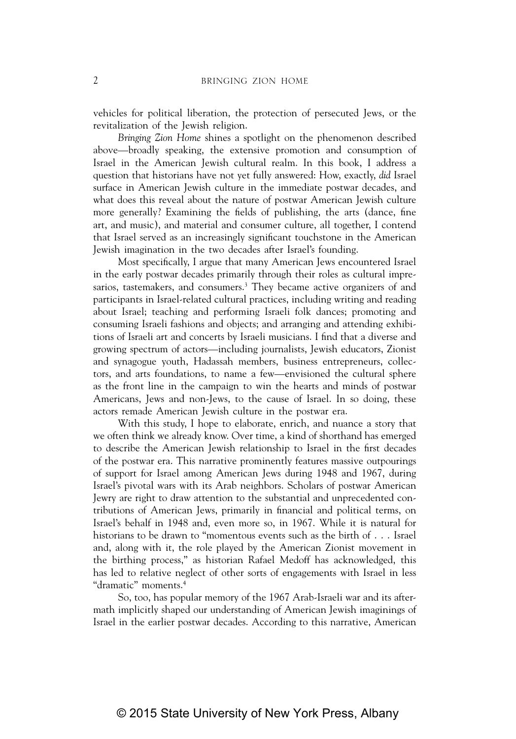vehicles for political liberation, the protection of persecuted Jews, or the revitalization of the Jewish religion.

*Bringing Zion Home* shines a spotlight on the phenomenon described above—broadly speaking, the extensive promotion and consumption of Israel in the American Jewish cultural realm. In this book, I address a question that historians have not yet fully answered: How, exactly, *did* Israel surface in American Jewish culture in the immediate postwar decades, and what does this reveal about the nature of postwar American Jewish culture more generally? Examining the fields of publishing, the arts (dance, fine art, and music), and material and consumer culture, all together, I contend that Israel served as an increasingly significant touchstone in the American Jewish imagination in the two decades after Israel's founding.

Most specifically, I argue that many American Jews encountered Israel in the early postwar decades primarily through their roles as cultural impresarios, tastemakers, and consumers.[3] They became active organizers of and participants in Israel-related cultural practices, including writing and reading about Israel; teaching and performing Israeli folk dances; promoting and consuming Israeli fashions and objects; and arranging and attending exhibitions of Israeli art and concerts by Israeli musicians. I find that a diverse and growing spectrum of actors—including journalists, Jewish educators, Zionist and synagogue youth, Hadassah members, business entrepreneurs, collectors, and arts foundations, to name a few—envisioned the cultural sphere as the front line in the campaign to win the hearts and minds of postwar Americans, Jews and non-Jews, to the cause of Israel. In so doing, these actors remade American Jewish culture in the postwar era.

With this study, I hope to elaborate, enrich, and nuance a story that we often think we already know. Over time, a kind of shorthand has emerged to describe the American Jewish relationship to Israel in the first decades of the postwar era. This narrative prominently features massive outpourings of support for Israel among American Jews during 1948 and 1967, during Israel's pivotal wars with its Arab neighbors. Scholars of postwar American Jewry are right to draw attention to the substantial and unprecedented contributions of American Jews, primarily in financial and political terms, on Israel's behalf in 1948 and, even more so, in 1967. While it is natural for historians to be drawn to "momentous events such as the birth of . . . Israel and, along with it, the role played by the American Zionist movement in the birthing process," as historian Rafael Medoff has acknowledged, this has led to relative neglect of other sorts of engagements with Israel in less "dramatic" moments.[4]

So, too, has popular memory of the 1967 Arab-Israeli war and its aftermath implicitly shaped our understanding of American Jewish imaginings of Israel in the earlier postwar decades. According to this narrative, American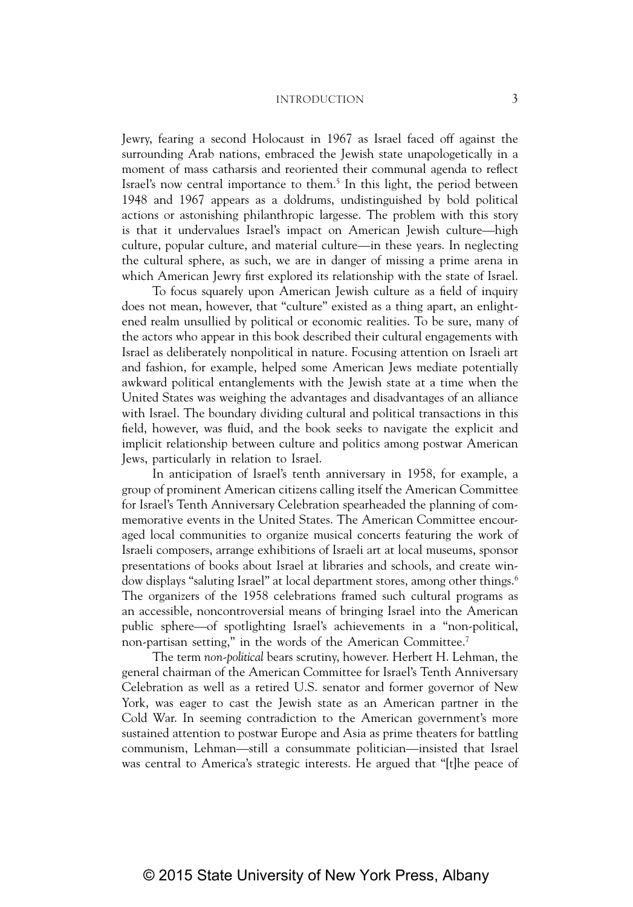Jewry, fearing a second Holocaust in 1967 as Israel faced off against the surrounding Arab nations, embraced the Jewish state unapologetically in a moment of mass catharsis and reoriented their communal agenda to reflect Israel's now central importance to them.[5] In this light, the period between 1948 and 1967 appears as a doldrums, undistinguished by bold political actions or astonishing philanthropic largesse. The problem with this story is that it undervalues Israel's impact on American Jewish culture—high culture, popular culture, and material culture—in these years. In neglecting the cultural sphere, as such, we are in danger of missing a prime arena in which American Jewry first explored its relationship with the state of Israel.

To focus squarely upon American Jewish culture as a field of inquiry does not mean, however, that "culture" existed as a thing apart, an enlightened realm unsullied by political or economic realities. To be sure, many of the actors who appear in this book described their cultural engagements with Israel as deliberately nonpolitical in nature. Focusing attention on Israeli art and fashion, for example, helped some American Jews mediate potentially awkward political entanglements with the Jewish state at a time when the United States was weighing the advantages and disadvantages of an alliance with Israel. The boundary dividing cultural and political transactions in this field, however, was fluid, and the book seeks to navigate the explicit and implicit relationship between culture and politics among postwar American Jews, particularly in relation to Israel.

In anticipation of Israel's tenth anniversary in 1958, for example, a group of prominent American citizens calling itself the American Committee for Israel's Tenth Anniversary Celebration spearheaded the planning of commemorative events in the United States. The American Committee encouraged local communities to organize musical concerts featuring the work of Israeli composers, arrange exhibitions of Israeli art at local museums, sponsor presentations of books about Israel at libraries and schools, and create window displays "saluting Israel" at local department stores, among other things.[6] The organizers of the 1958 celebrations framed such cultural programs as an accessible, noncontroversial means of bringing Israel into the American public sphere—of spotlighting Israel's achievements in a "non-political, non-partisan setting," in the words of the American Committee.[7]

The term *non-political* bears scrutiny, however. Herbert H. Lehman, the general chairman of the American Committee for Israel's Tenth Anniversary Celebration as well as a retired U.S. senator and former governor of New York, was eager to cast the Jewish state as an American partner in the Cold War. In seeming contradiction to the American government's more sustained attention to postwar Europe and Asia as prime theaters for battling communism, Lehman—still a consummate politician—insisted that Israel was central to America's strategic interests. He argued that "[t]he peace of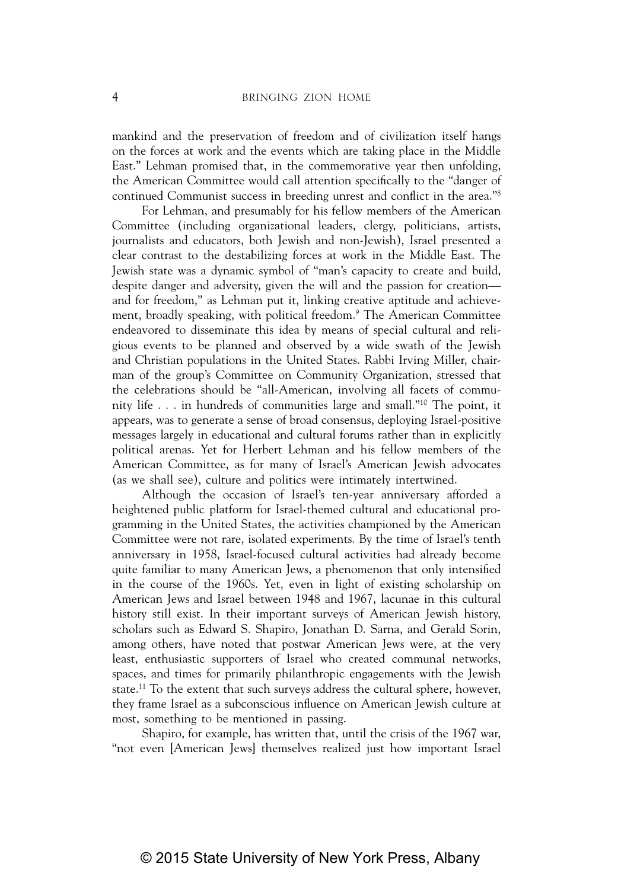mankind and the preservation of freedom and of civilization itself hangs on the forces at work and the events which are taking place in the Middle East." Lehman promised that, in the commemorative year then unfolding, the American Committee would call attention specifically to the "danger of continued Communist success in breeding unrest and conflict in the area."[8]

For Lehman, and presumably for his fellow members of the American Committee (including organizational leaders, clergy, politicians, artists, journalists and educators, both Jewish and non-Jewish), Israel presented a clear contrast to the destabilizing forces at work in the Middle East. The Jewish state was a dynamic symbol of "man's capacity to create and build, despite danger and adversity, given the will and the passion for creation—and for freedom," as Lehman put it, linking creative aptitude and achievement, broadly speaking, with political freedom.[9] The American Committee endeavored to disseminate this idea by means of special cultural and religious events to be planned and observed by a wide swath of the Jewish and Christian populations in the United States. Rabbi Irving Miller, chairman of the group's Committee on Community Organization, stressed that the celebrations should be "all-American, involving all facets of community life . . . in hundreds of communities large and small."[10] The point, it appears, was to generate a sense of broad consensus, deploying Israel-positive messages largely in educational and cultural forums rather than in explicitly political arenas. Yet for Herbert Lehman and his fellow members of the American Committee, as for many of Israel's American Jewish advocates (as we shall see), culture and politics were intimately intertwined.

Although the occasion of Israel's ten-year anniversary afforded a heightened public platform for Israel-themed cultural and educational programming in the United States, the activities championed by the American Committee were not rare, isolated experiments. By the time of Israel's tenth anniversary in 1958, Israel-focused cultural activities had already become quite familiar to many American Jews, a phenomenon that only intensified in the course of the 1960s. Yet, even in light of existing scholarship on American Jews and Israel between 1948 and 1967, lacunae in this cultural history still exist. In their important surveys of American Jewish history, scholars such as Edward S. Shapiro, Jonathan D. Sarna, and Gerald Sorin, among others, have noted that postwar American Jews were, at the very least, enthusiastic supporters of Israel who created communal networks, spaces, and times for primarily philanthropic engagements with the Jewish state.[11] To the extent that such surveys address the cultural sphere, however, they frame Israel as a subconscious influence on American Jewish culture at most, something to be mentioned in passing.

Shapiro, for example, has written that, until the crisis of the 1967 war, "not even [American Jews] themselves realized just how important Israel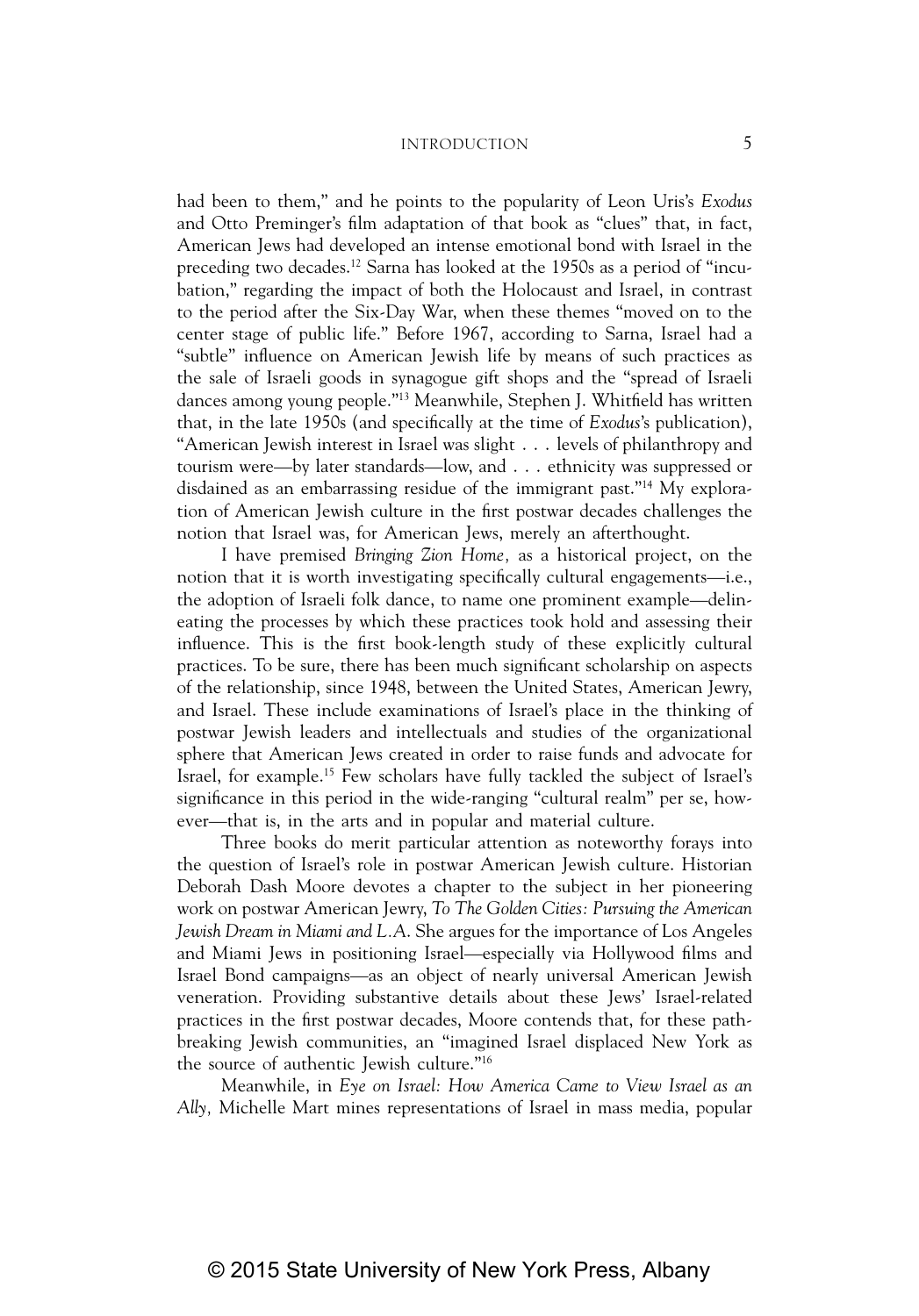had been to them," and he points to the popularity of Leon Uris's *Exodus* and Otto Preminger's film adaptation of that book as "clues" that, in fact, American Jews had developed an intense emotional bond with Israel in the preceding two decades.[12] Sarna has looked at the 1950s as a period of "incubation," regarding the impact of both the Holocaust and Israel, in contrast to the period after the Six-Day War, when these themes "moved on to the center stage of public life." Before 1967, according to Sarna, Israel had a "subtle" influence on American Jewish life by means of such practices as the sale of Israeli goods in synagogue gift shops and the "spread of Israeli dances among young people."[13] Meanwhile, Stephen J. Whitfield has written that, in the late 1950s (and specifically at the time of *Exodus*'s publication), "American Jewish interest in Israel was slight . . . levels of philanthropy and tourism were—by later standards—low, and . . . ethnicity was suppressed or disdained as an embarrassing residue of the immigrant past."[14] My exploration of American Jewish culture in the first postwar decades challenges the notion that Israel was, for American Jews, merely an afterthought.

I have premised *Bringing Zion Home,* as a historical project, on the notion that it is worth investigating specifically cultural engagements—i.e., the adoption of Israeli folk dance, to name one prominent example—delineating the processes by which these practices took hold and assessing their influence. This is the first book-length study of these explicitly cultural practices. To be sure, there has been much significant scholarship on aspects of the relationship, since 1948, between the United States, American Jewry, and Israel. These include examinations of Israel's place in the thinking of postwar Jewish leaders and intellectuals and studies of the organizational sphere that American Jews created in order to raise funds and advocate for Israel, for example.[15] Few scholars have fully tackled the subject of Israel's significance in this period in the wide-ranging "cultural realm" per se, however—that is, in the arts and in popular and material culture.

Three books do merit particular attention as noteworthy forays into the question of Israel's role in postwar American Jewish culture. Historian Deborah Dash Moore devotes a chapter to the subject in her pioneering work on postwar American Jewry, *To The Golden Cities: Pursuing the American Jewish Dream in Miami and L.A.* She argues for the importance of Los Angeles and Miami Jews in positioning Israel—especially via Hollywood films and Israel Bond campaigns—as an object of nearly universal American Jewish veneration. Providing substantive details about these Jews' Israel-related practices in the first postwar decades, Moore contends that, for these path-breaking Jewish communities, an "imagined Israel displaced New York as the source of authentic Jewish culture."[16]

Meanwhile, in *Eye on Israel: How America Came to View Israel as an Ally,* Michelle Mart mines representations of Israel in mass media, popular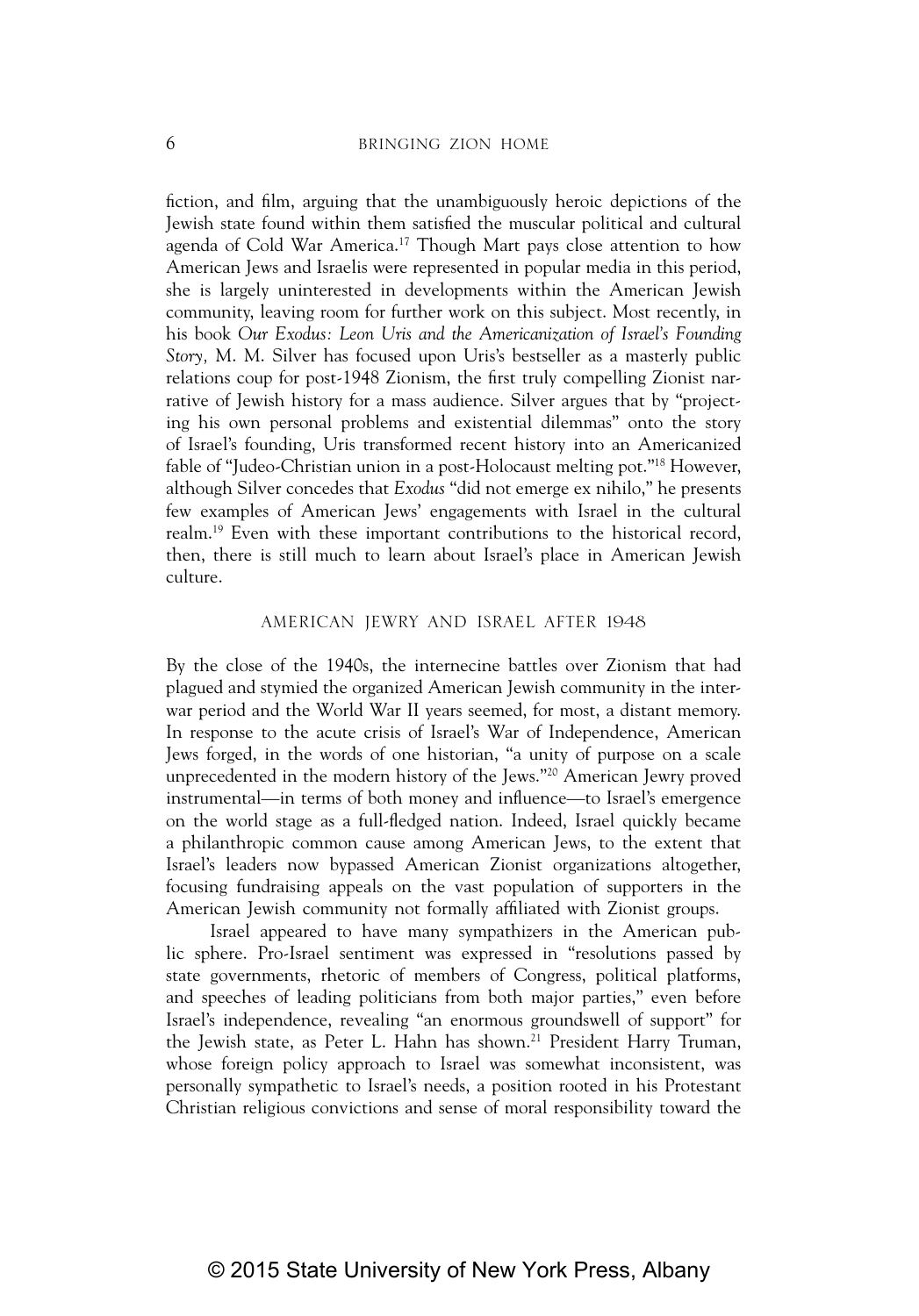fiction, and film, arguing that the unambiguously heroic depictions of the Jewish state found within them satisfied the muscular political and cultural agenda of Cold War America.[17] Though Mart pays close attention to how American Jews and Israelis were represented in popular media in this period, she is largely uninterested in developments within the American Jewish community, leaving room for further work on this subject. Most recently, in his book *Our Exodus: Leon Uris and the Americanization of Israel's Founding Story,* M. M. Silver has focused upon Uris's bestseller as a masterly public relations coup for post-1948 Zionism, the first truly compelling Zionist narrative of Jewish history for a mass audience. Silver argues that by "projecting his own personal problems and existential dilemmas" onto the story of Israel's founding, Uris transformed recent history into an Americanized fable of "Judeo-Christian union in a post-Holocaust melting pot."[18] However, although Silver concedes that *Exodus* "did not emerge ex nihilo," he presents few examples of American Jews' engagements with Israel in the cultural realm.[19] Even with these important contributions to the historical record, then, there is still much to learn about Israel's place in American Jewish culture.

## AMERICAN JEWRY AND ISRAEL AFTER 1948

By the close of the 1940s, the internecine battles over Zionism that had plagued and stymied the organized American Jewish community in the interwar period and the World War II years seemed, for most, a distant memory. In response to the acute crisis of Israel's War of Independence, American Jews forged, in the words of one historian, "a unity of purpose on a scale unprecedented in the modern history of the Jews."[20] American Jewry proved instrumental—in terms of both money and influence—to Israel's emergence on the world stage as a full-fledged nation. Indeed, Israel quickly became a philanthropic common cause among American Jews, to the extent that Israel's leaders now bypassed American Zionist organizations altogether, focusing fundraising appeals on the vast population of supporters in the American Jewish community not formally affiliated with Zionist groups.

Israel appeared to have many sympathizers in the American public sphere. Pro-Israel sentiment was expressed in "resolutions passed by state governments, rhetoric of members of Congress, political platforms, and speeches of leading politicians from both major parties," even before Israel's independence, revealing "an enormous groundswell of support" for the Jewish state, as Peter L. Hahn has shown.[21] President Harry Truman, whose foreign policy approach to Israel was somewhat inconsistent, was personally sympathetic to Israel's needs, a position rooted in his Protestant Christian religious convictions and sense of moral responsibility toward the

© 2015 State University of New York Press, Albany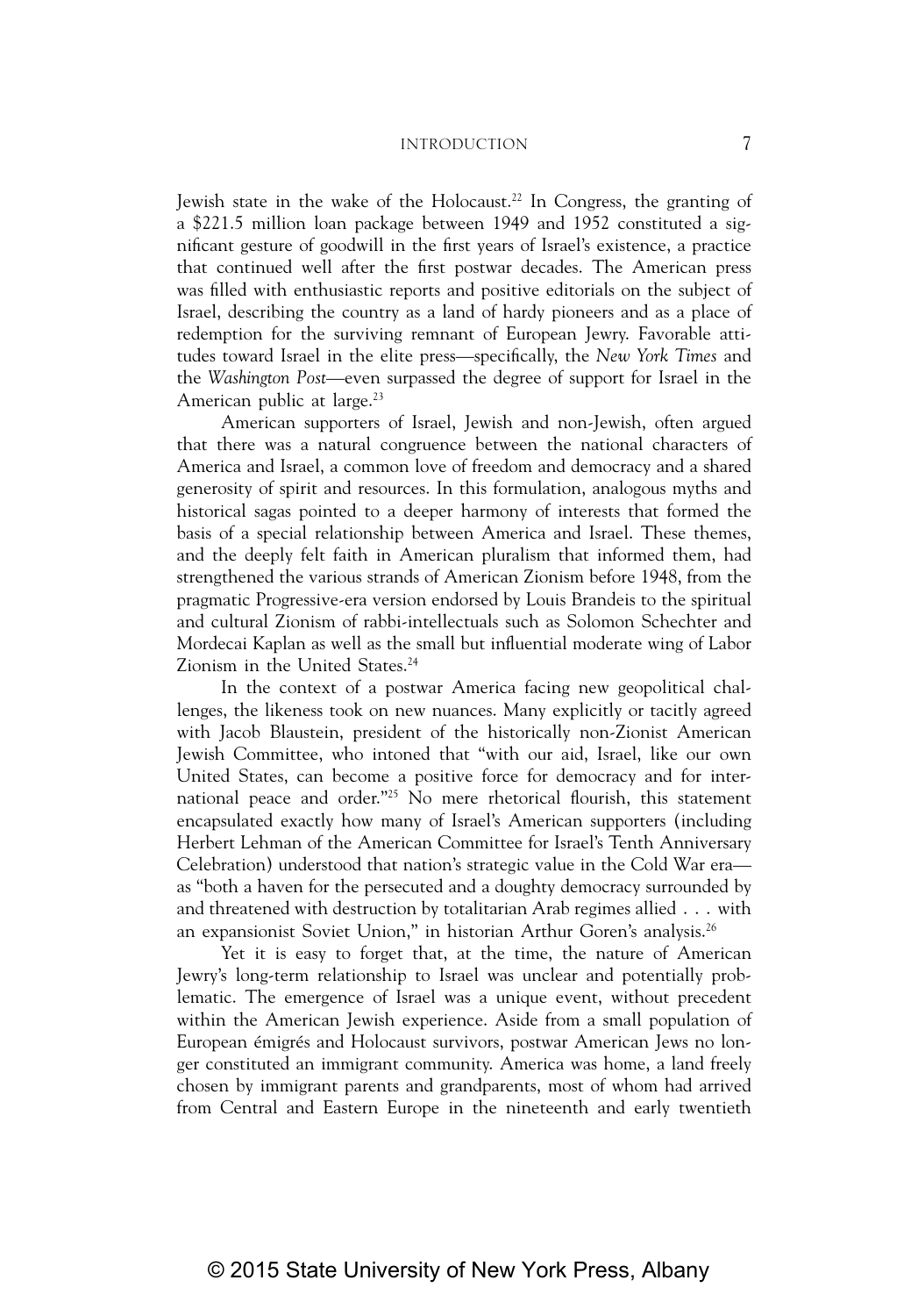Jewish state in the wake of the Holocaust.[22] In Congress, the granting of a $221.5 million loan package between 1949 and 1952 constituted a significant gesture of goodwill in the first years of Israel's existence, a practice that continued well after the first postwar decades. The American press was filled with enthusiastic reports and positive editorials on the subject of Israel, describing the country as a land of hardy pioneers and as a place of redemption for the surviving remnant of European Jewry. Favorable attitudes toward Israel in the elite press—specifically, the *New York Times* and the *Washington Post*—even surpassed the degree of support for Israel in the American public at large.[23]

American supporters of Israel, Jewish and non-Jewish, often argued that there was a natural congruence between the national characters of America and Israel, a common love of freedom and democracy and a shared generosity of spirit and resources. In this formulation, analogous myths and historical sagas pointed to a deeper harmony of interests that formed the basis of a special relationship between America and Israel. These themes, and the deeply felt faith in American pluralism that informed them, had strengthened the various strands of American Zionism before 1948, from the pragmatic Progressive-era version endorsed by Louis Brandeis to the spiritual and cultural Zionism of rabbi-intellectuals such as Solomon Schechter and Mordecai Kaplan as well as the small but influential moderate wing of Labor Zionism in the United States.[24]

In the context of a postwar America facing new geopolitical challenges, the likeness took on new nuances. Many explicitly or tacitly agreed with Jacob Blaustein, president of the historically non-Zionist American Jewish Committee, who intoned that "with our aid, Israel, like our own United States, can become a positive force for democracy and for international peace and order."[25] No mere rhetorical flourish, this statement encapsulated exactly how many of Israel's American supporters (including Herbert Lehman of the American Committee for Israel's Tenth Anniversary Celebration) understood that nation's strategic value in the Cold War era—as "both a haven for the persecuted and a doughty democracy surrounded by and threatened with destruction by totalitarian Arab regimes allied . . . with an expansionist Soviet Union," in historian Arthur Goren's analysis.[26]

Yet it is easy to forget that, at the time, the nature of American Jewry's long-term relationship to Israel was unclear and potentially problematic. The emergence of Israel was a unique event, without precedent within the American Jewish experience. Aside from a small population of European émigrés and Holocaust survivors, postwar American Jews no longer constituted an immigrant community. America was home, a land freely chosen by immigrant parents and grandparents, most of whom had arrived from Central and Eastern Europe in the nineteenth and early twentieth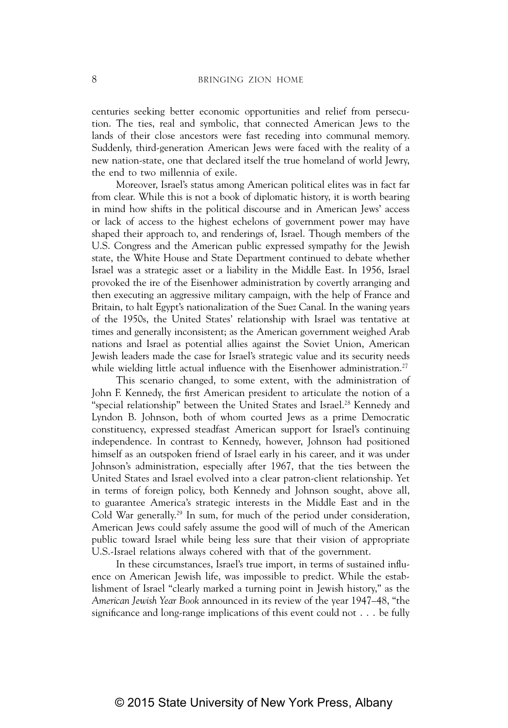centuries seeking better economic opportunities and relief from persecution. The ties, real and symbolic, that connected American Jews to the lands of their close ancestors were fast receding into communal memory. Suddenly, third-generation American Jews were faced with the reality of a new nation-state, one that declared itself the true homeland of world Jewry, the end to two millennia of exile.

Moreover, Israel's status among American political elites was in fact far from clear. While this is not a book of diplomatic history, it is worth bearing in mind how shifts in the political discourse and in American Jews' access or lack of access to the highest echelons of government power may have shaped their approach to, and renderings of, Israel. Though members of the U.S. Congress and the American public expressed sympathy for the Jewish state, the White House and State Department continued to debate whether Israel was a strategic asset or a liability in the Middle East. In 1956, Israel provoked the ire of the Eisenhower administration by covertly arranging and then executing an aggressive military campaign, with the help of France and Britain, to halt Egypt's nationalization of the Suez Canal. In the waning years of the 1950s, the United States' relationship with Israel was tentative at times and generally inconsistent; as the American government weighed Arab nations and Israel as potential allies against the Soviet Union, American Jewish leaders made the case for Israel's strategic value and its security needs while wielding little actual influence with the Eisenhower administration.[27]

This scenario changed, to some extent, with the administration of John F. Kennedy, the first American president to articulate the notion of a "special relationship" between the United States and Israel.[28] Kennedy and Lyndon B. Johnson, both of whom courted Jews as a prime Democratic constituency, expressed steadfast American support for Israel's continuing independence. In contrast to Kennedy, however, Johnson had positioned himself as an outspoken friend of Israel early in his career, and it was under Johnson's administration, especially after 1967, that the ties between the United States and Israel evolved into a clear patron-client relationship. Yet in terms of foreign policy, both Kennedy and Johnson sought, above all, to guarantee America's strategic interests in the Middle East and in the Cold War generally.[29] In sum, for much of the period under consideration, American Jews could safely assume the good will of much of the American public toward Israel while being less sure that their vision of appropriate U.S.-Israel relations always cohered with that of the government.

In these circumstances, Israel's true import, in terms of sustained influence on American Jewish life, was impossible to predict. While the establishment of Israel "clearly marked a turning point in Jewish history," as the *American Jewish Year Book* announced in its review of the year 1947–48, "the significance and long-range implications of this event could not . . . be fully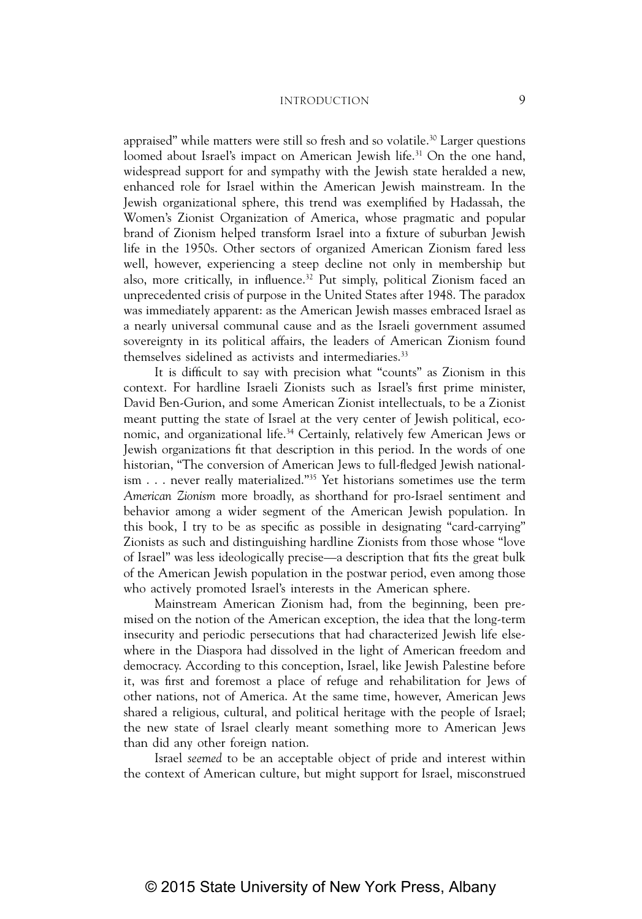appraised" while matters were still so fresh and so volatile.[30] Larger questions loomed about Israel's impact on American Jewish life.[31] On the one hand, widespread support for and sympathy with the Jewish state heralded a new, enhanced role for Israel within the American Jewish mainstream. In the Jewish organizational sphere, this trend was exemplified by Hadassah, the Women's Zionist Organization of America, whose pragmatic and popular brand of Zionism helped transform Israel into a fixture of suburban Jewish life in the 1950s. Other sectors of organized American Zionism fared less well, however, experiencing a steep decline not only in membership but also, more critically, in influence.[32] Put simply, political Zionism faced an unprecedented crisis of purpose in the United States after 1948. The paradox was immediately apparent: as the American Jewish masses embraced Israel as a nearly universal communal cause and as the Israeli government assumed sovereignty in its political affairs, the leaders of American Zionism found themselves sidelined as activists and intermediaries.[33]

It is difficult to say with precision what "counts" as Zionism in this context. For hardline Israeli Zionists such as Israel's first prime minister, David Ben-Gurion, and some American Zionist intellectuals, to be a Zionist meant putting the state of Israel at the very center of Jewish political, economic, and organizational life.[34] Certainly, relatively few American Jews or Jewish organizations fit that description in this period. In the words of one historian, "The conversion of American Jews to full-fledged Jewish nationalism . . . never really materialized."[35] Yet historians sometimes use the term *American Zionism* more broadly, as shorthand for pro-Israel sentiment and behavior among a wider segment of the American Jewish population. In this book, I try to be as specific as possible in designating "card-carrying" Zionists as such and distinguishing hardline Zionists from those whose "love of Israel" was less ideologically precise—a description that fits the great bulk of the American Jewish population in the postwar period, even among those who actively promoted Israel's interests in the American sphere.

Mainstream American Zionism had, from the beginning, been premised on the notion of the American exception, the idea that the long-term insecurity and periodic persecutions that had characterized Jewish life elsewhere in the Diaspora had dissolved in the light of American freedom and democracy. According to this conception, Israel, like Jewish Palestine before it, was first and foremost a place of refuge and rehabilitation for Jews of other nations, not of America. At the same time, however, American Jews shared a religious, cultural, and political heritage with the people of Israel; the new state of Israel clearly meant something more to American Jews than did any other foreign nation.

Israel *seemed* to be an acceptable object of pride and interest within the context of American culture, but might support for Israel, misconstrued

© 2015 State University of New York Press, Albany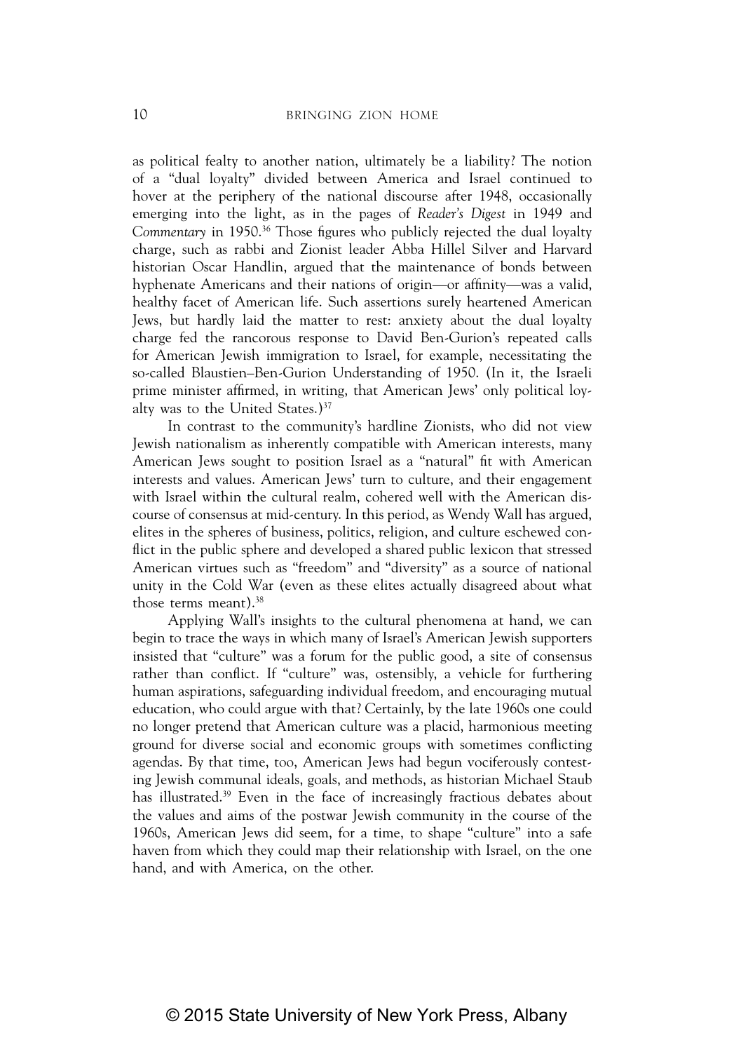as political fealty to another nation, ultimately be a liability? The notion of a "dual loyalty" divided between America and Israel continued to hover at the periphery of the national discourse after 1948, occasionally emerging into the light, as in the pages of *Reader's Digest* in 1949 and *Commentary* in 1950.[36] Those figures who publicly rejected the dual loyalty charge, such as rabbi and Zionist leader Abba Hillel Silver and Harvard historian Oscar Handlin, argued that the maintenance of bonds between hyphenate Americans and their nations of origin—or affinity—was a valid, healthy facet of American life. Such assertions surely heartened American Jews, but hardly laid the matter to rest: anxiety about the dual loyalty charge fed the rancorous response to David Ben-Gurion's repeated calls for American Jewish immigration to Israel, for example, necessitating the so-called Blaustien–Ben-Gurion Understanding of 1950. (In it, the Israeli prime minister affirmed, in writing, that American Jews' only political loyalty was to the United States.)[37]

In contrast to the community's hardline Zionists, who did not view Jewish nationalism as inherently compatible with American interests, many American Jews sought to position Israel as a "natural" fit with American interests and values. American Jews' turn to culture, and their engagement with Israel within the cultural realm, cohered well with the American discourse of consensus at mid-century. In this period, as Wendy Wall has argued, elites in the spheres of business, politics, religion, and culture eschewed conflict in the public sphere and developed a shared public lexicon that stressed American virtues such as "freedom" and "diversity" as a source of national unity in the Cold War (even as these elites actually disagreed about what those terms meant).[38]

Applying Wall's insights to the cultural phenomena at hand, we can begin to trace the ways in which many of Israel's American Jewish supporters insisted that "culture" was a forum for the public good, a site of consensus rather than conflict. If "culture" was, ostensibly, a vehicle for furthering human aspirations, safeguarding individual freedom, and encouraging mutual education, who could argue with that? Certainly, by the late 1960s one could no longer pretend that American culture was a placid, harmonious meeting ground for diverse social and economic groups with sometimes conflicting agendas. By that time, too, American Jews had begun vociferously contesting Jewish communal ideals, goals, and methods, as historian Michael Staub has illustrated.[39] Even in the face of increasingly fractious debates about the values and aims of the postwar Jewish community in the course of the 1960s, American Jews did seem, for a time, to shape "culture" into a safe haven from which they could map their relationship with Israel, on the one hand, and with America, on the other.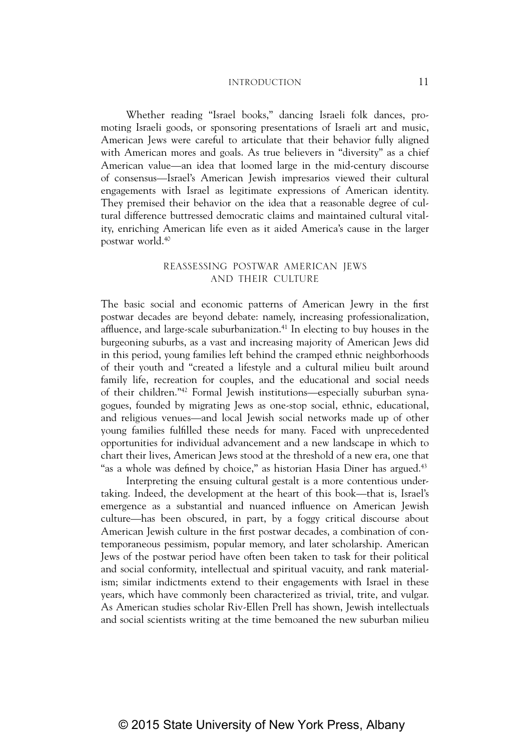Whether reading "Israel books," dancing Israeli folk dances, promoting Israeli goods, or sponsoring presentations of Israeli art and music, American Jews were careful to articulate that their behavior fully aligned with American mores and goals. As true believers in "diversity" as a chief American value—an idea that loomed large in the mid-century discourse of consensus—Israel's American Jewish impresarios viewed their cultural engagements with Israel as legitimate expressions of American identity. They premised their behavior on the idea that a reasonable degree of cultural difference buttressed democratic claims and maintained cultural vitality, enriching American life even as it aided America's cause in the larger postwar world.[40]

## REASSESSING POSTWAR AMERICAN JEWS AND THEIR CULTURE

The basic social and economic patterns of American Jewry in the first postwar decades are beyond debate: namely, increasing professionalization, affluence, and large-scale suburbanization.[41] In electing to buy houses in the burgeoning suburbs, as a vast and increasing majority of American Jews did in this period, young families left behind the cramped ethnic neighborhoods of their youth and "created a lifestyle and a cultural milieu built around family life, recreation for couples, and the educational and social needs of their children."[42] Formal Jewish institutions—especially suburban synagogues, founded by migrating Jews as one-stop social, ethnic, educational, and religious venues—and local Jewish social networks made up of other young families fulfilled these needs for many. Faced with unprecedented opportunities for individual advancement and a new landscape in which to chart their lives, American Jews stood at the threshold of a new era, one that "as a whole was defined by choice," as historian Hasia Diner has argued.[43]

Interpreting the ensuing cultural gestalt is a more contentious undertaking. Indeed, the development at the heart of this book—that is, Israel's emergence as a substantial and nuanced influence on American Jewish culture—has been obscured, in part, by a foggy critical discourse about American Jewish culture in the first postwar decades, a combination of contemporaneous pessimism, popular memory, and later scholarship. American Jews of the postwar period have often been taken to task for their political and social conformity, intellectual and spiritual vacuity, and rank materialism; similar indictments extend to their engagements with Israel in these years, which have commonly been characterized as trivial, trite, and vulgar. As American studies scholar Riv-Ellen Prell has shown, Jewish intellectuals and social scientists writing at the time bemoaned the new suburban milieu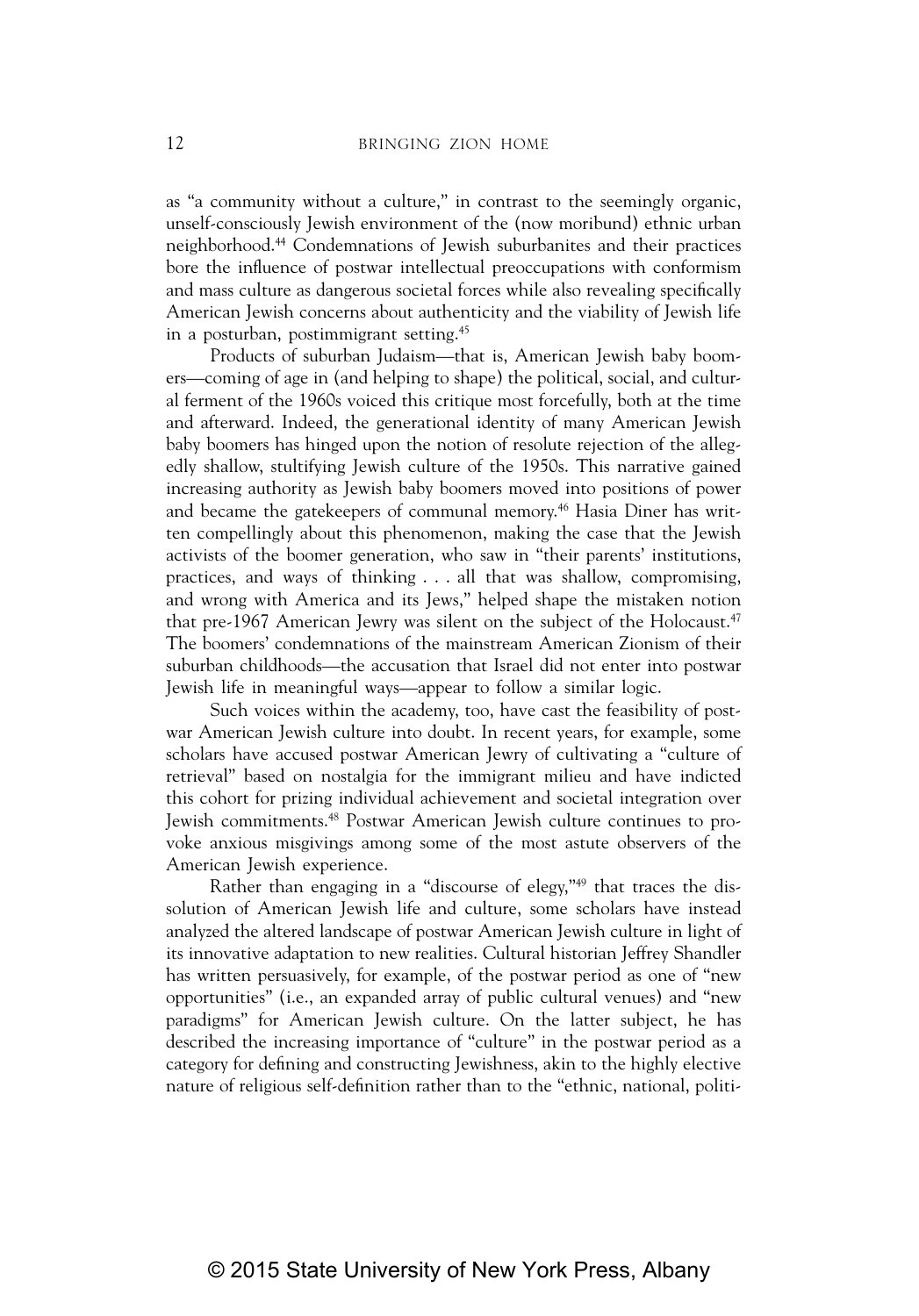as "a community without a culture," in contrast to the seemingly organic, unself-consciously Jewish environment of the (now moribund) ethnic urban neighborhood.[44] Condemnations of Jewish suburbanites and their practices bore the influence of postwar intellectual preoccupations with conformism and mass culture as dangerous societal forces while also revealing specifically American Jewish concerns about authenticity and the viability of Jewish life in a posturban, postimmigrant setting.[45]

Products of suburban Judaism—that is, American Jewish baby boomers—coming of age in (and helping to shape) the political, social, and cultural ferment of the 1960s voiced this critique most forcefully, both at the time and afterward. Indeed, the generational identity of many American Jewish baby boomers has hinged upon the notion of resolute rejection of the allegedly shallow, stultifying Jewish culture of the 1950s. This narrative gained increasing authority as Jewish baby boomers moved into positions of power and became the gatekeepers of communal memory.[46] Hasia Diner has written compellingly about this phenomenon, making the case that the Jewish activists of the boomer generation, who saw in "their parents' institutions, practices, and ways of thinking . . . all that was shallow, compromising, and wrong with America and its Jews," helped shape the mistaken notion that pre-1967 American Jewry was silent on the subject of the Holocaust.[47] The boomers' condemnations of the mainstream American Zionism of their suburban childhoods—the accusation that Israel did not enter into postwar Jewish life in meaningful ways—appear to follow a similar logic.

Such voices within the academy, too, have cast the feasibility of postwar American Jewish culture into doubt. In recent years, for example, some scholars have accused postwar American Jewry of cultivating a "culture of retrieval" based on nostalgia for the immigrant milieu and have indicted this cohort for prizing individual achievement and societal integration over Jewish commitments.[48] Postwar American Jewish culture continues to provoke anxious misgivings among some of the most astute observers of the American Jewish experience.

Rather than engaging in a "discourse of elegy,"[49] that traces the dissolution of American Jewish life and culture, some scholars have instead analyzed the altered landscape of postwar American Jewish culture in light of its innovative adaptation to new realities. Cultural historian Jeffrey Shandler has written persuasively, for example, of the postwar period as one of "new opportunities" (i.e., an expanded array of public cultural venues) and "new paradigms" for American Jewish culture. On the latter subject, he has described the increasing importance of "culture" in the postwar period as a category for defining and constructing Jewishness, akin to the highly elective nature of religious self-definition rather than to the "ethnic, national, politi-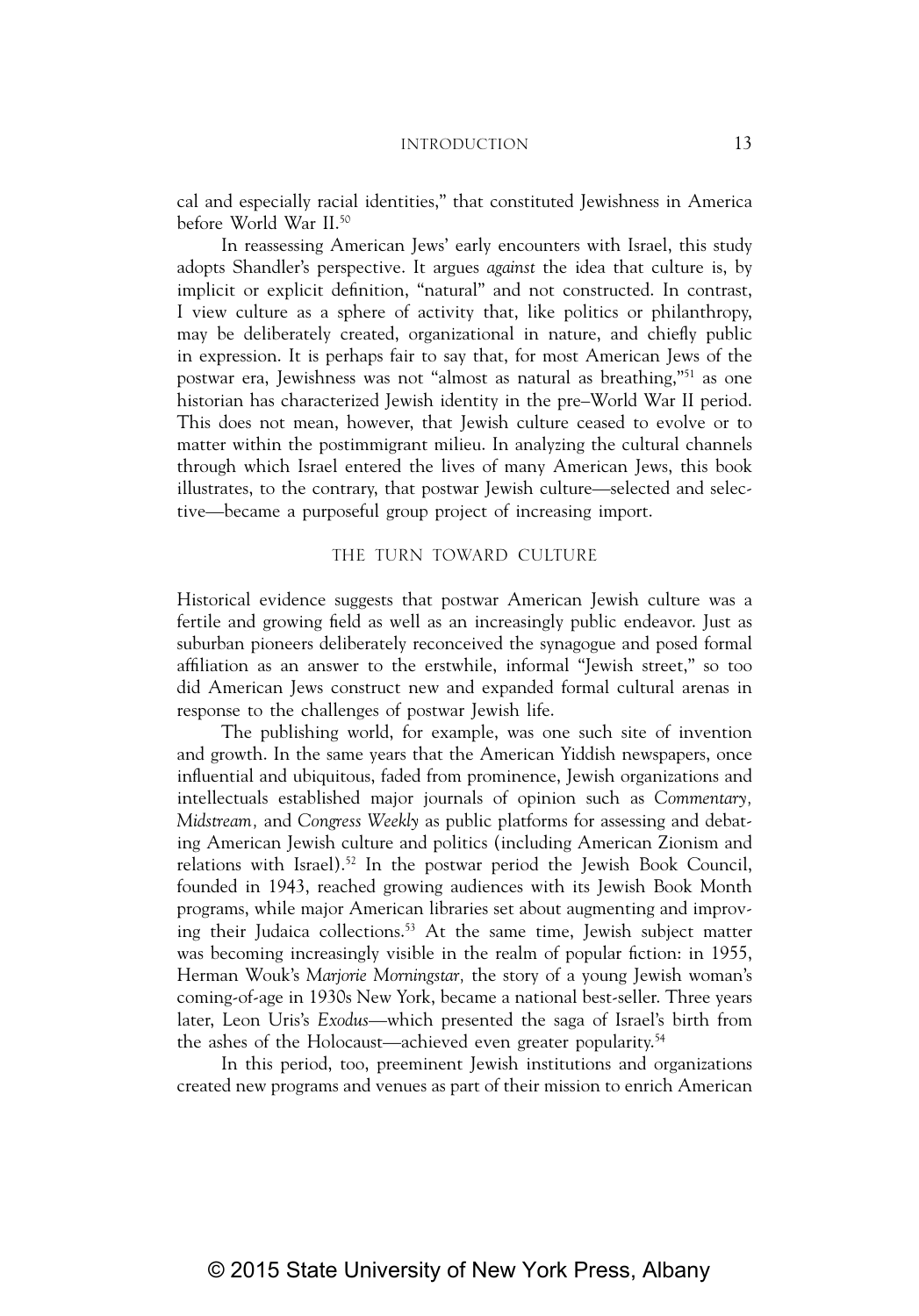cal and especially racial identities," that constituted Jewishness in America before World War II.[50]

In reassessing American Jews' early encounters with Israel, this study adopts Shandler's perspective. It argues *against* the idea that culture is, by implicit or explicit definition, "natural" and not constructed. In contrast, I view culture as a sphere of activity that, like politics or philanthropy, may be deliberately created, organizational in nature, and chiefly public in expression. It is perhaps fair to say that, for most American Jews of the postwar era, Jewishness was not "almost as natural as breathing,"[51] as one historian has characterized Jewish identity in the pre–World War II period. This does not mean, however, that Jewish culture ceased to evolve or to matter within the postimmigrant milieu. In analyzing the cultural channels through which Israel entered the lives of many American Jews, this book illustrates, to the contrary, that postwar Jewish culture—selected and selective—became a purposeful group project of increasing import.

## THE TURN TOWARD CULTURE

Historical evidence suggests that postwar American Jewish culture was a fertile and growing field as well as an increasingly public endeavor. Just as suburban pioneers deliberately reconceived the synagogue and posed formal affiliation as an answer to the erstwhile, informal "Jewish street," so too did American Jews construct new and expanded formal cultural arenas in response to the challenges of postwar Jewish life.

The publishing world, for example, was one such site of invention and growth. In the same years that the American Yiddish newspapers, once influential and ubiquitous, faded from prominence, Jewish organizations and intellectuals established major journals of opinion such as *Commentary, Midstream,* and *Congress Weekly* as public platforms for assessing and debating American Jewish culture and politics (including American Zionism and relations with Israel).[52] In the postwar period the Jewish Book Council, founded in 1943, reached growing audiences with its Jewish Book Month programs, while major American libraries set about augmenting and improving their Judaica collections.[53] At the same time, Jewish subject matter was becoming increasingly visible in the realm of popular fiction: in 1955, Herman Wouk's *Marjorie Morningstar,* the story of a young Jewish woman's coming-of-age in 1930s New York, became a national best-seller. Three years later, Leon Uris's *Exodus*—which presented the saga of Israel's birth from the ashes of the Holocaust—achieved even greater popularity.[54]

In this period, too, preeminent Jewish institutions and organizations created new programs and venues as part of their mission to enrich American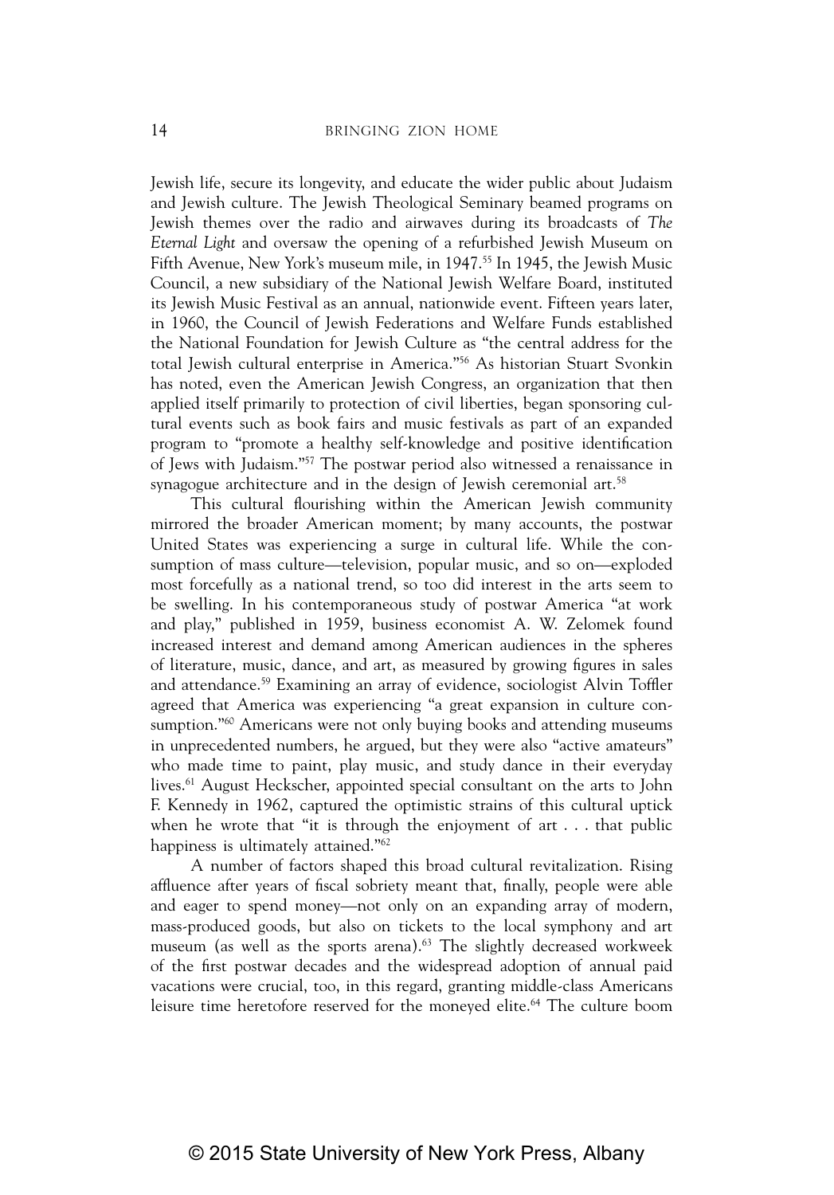Jewish life, secure its longevity, and educate the wider public about Judaism and Jewish culture. The Jewish Theological Seminary beamed programs on Jewish themes over the radio and airwaves during its broadcasts of *The Eternal Light* and oversaw the opening of a refurbished Jewish Museum on Fifth Avenue, New York's museum mile, in 1947.[55] In 1945, the Jewish Music Council, a new subsidiary of the National Jewish Welfare Board, instituted its Jewish Music Festival as an annual, nationwide event. Fifteen years later, in 1960, the Council of Jewish Federations and Welfare Funds established the National Foundation for Jewish Culture as "the central address for the total Jewish cultural enterprise in America."[56] As historian Stuart Svonkin has noted, even the American Jewish Congress, an organization that then applied itself primarily to protection of civil liberties, began sponsoring cultural events such as book fairs and music festivals as part of an expanded program to "promote a healthy self-knowledge and positive identification of Jews with Judaism."[57] The postwar period also witnessed a renaissance in synagogue architecture and in the design of Jewish ceremonial art.[58]

This cultural flourishing within the American Jewish community mirrored the broader American moment; by many accounts, the postwar United States was experiencing a surge in cultural life. While the consumption of mass culture—television, popular music, and so on—exploded most forcefully as a national trend, so too did interest in the arts seem to be swelling. In his contemporaneous study of postwar America "at work and play," published in 1959, business economist A. W. Zelomek found increased interest and demand among American audiences in the spheres of literature, music, dance, and art, as measured by growing figures in sales and attendance.[59] Examining an array of evidence, sociologist Alvin Toffler agreed that America was experiencing "a great expansion in culture consumption."[60] Americans were not only buying books and attending museums in unprecedented numbers, he argued, but they were also "active amateurs" who made time to paint, play music, and study dance in their everyday lives.[61] August Heckscher, appointed special consultant on the arts to John F. Kennedy in 1962, captured the optimistic strains of this cultural uptick when he wrote that "it is through the enjoyment of art . . . that public happiness is ultimately attained."[62]

A number of factors shaped this broad cultural revitalization. Rising affluence after years of fiscal sobriety meant that, finally, people were able and eager to spend money—not only on an expanding array of modern, mass-produced goods, but also on tickets to the local symphony and art museum (as well as the sports arena).[63] The slightly decreased workweek of the first postwar decades and the widespread adoption of annual paid vacations were crucial, too, in this regard, granting middle-class Americans leisure time heretofore reserved for the moneyed elite.[64] The culture boom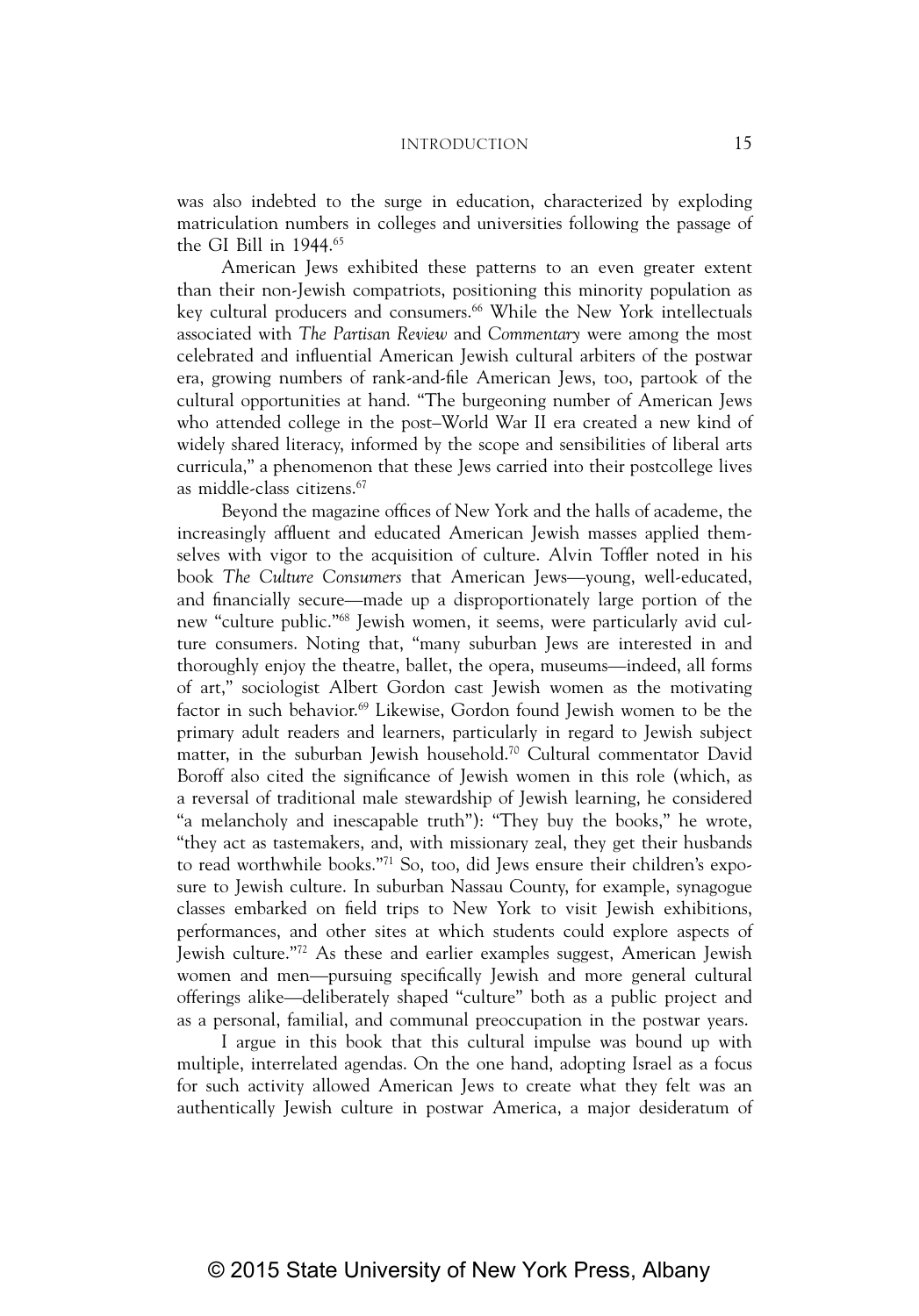was also indebted to the surge in education, characterized by exploding matriculation numbers in colleges and universities following the passage of the GI Bill in 1944.[65]

American Jews exhibited these patterns to an even greater extent than their non-Jewish compatriots, positioning this minority population as key cultural producers and consumers.[66] While the New York intellectuals associated with *The Partisan Review* and *Commentary* were among the most celebrated and influential American Jewish cultural arbiters of the postwar era, growing numbers of rank-and-file American Jews, too, partook of the cultural opportunities at hand. "The burgeoning number of American Jews who attended college in the post–World War II era created a new kind of widely shared literacy, informed by the scope and sensibilities of liberal arts curricula," a phenomenon that these Jews carried into their postcollege lives as middle-class citizens.[67]

Beyond the magazine offices of New York and the halls of academe, the increasingly affluent and educated American Jewish masses applied themselves with vigor to the acquisition of culture. Alvin Toffler noted in his book *The Culture Consumers* that American Jews—young, well-educated, and financially secure—made up a disproportionately large portion of the new "culture public."[68] Jewish women, it seems, were particularly avid culture consumers. Noting that, "many suburban Jews are interested in and thoroughly enjoy the theatre, ballet, the opera, museums—indeed, all forms of art," sociologist Albert Gordon cast Jewish women as the motivating factor in such behavior.[69] Likewise, Gordon found Jewish women to be the primary adult readers and learners, particularly in regard to Jewish subject matter, in the suburban Jewish household.[70] Cultural commentator David Boroff also cited the significance of Jewish women in this role (which, as a reversal of traditional male stewardship of Jewish learning, he considered "a melancholy and inescapable truth"): "They buy the books," he wrote, "they act as tastemakers, and, with missionary zeal, they get their husbands to read worthwhile books."[71] So, too, did Jews ensure their children's exposure to Jewish culture. In suburban Nassau County, for example, synagogue classes embarked on field trips to New York to visit Jewish exhibitions, performances, and other sites at which students could explore aspects of Jewish culture."[72] As these and earlier examples suggest, American Jewish women and men—pursuing specifically Jewish and more general cultural offerings alike—deliberately shaped "culture" both as a public project and as a personal, familial, and communal preoccupation in the postwar years.

I argue in this book that this cultural impulse was bound up with multiple, interrelated agendas. On the one hand, adopting Israel as a focus for such activity allowed American Jews to create what they felt was an authentically Jewish culture in postwar America, a major desideratum of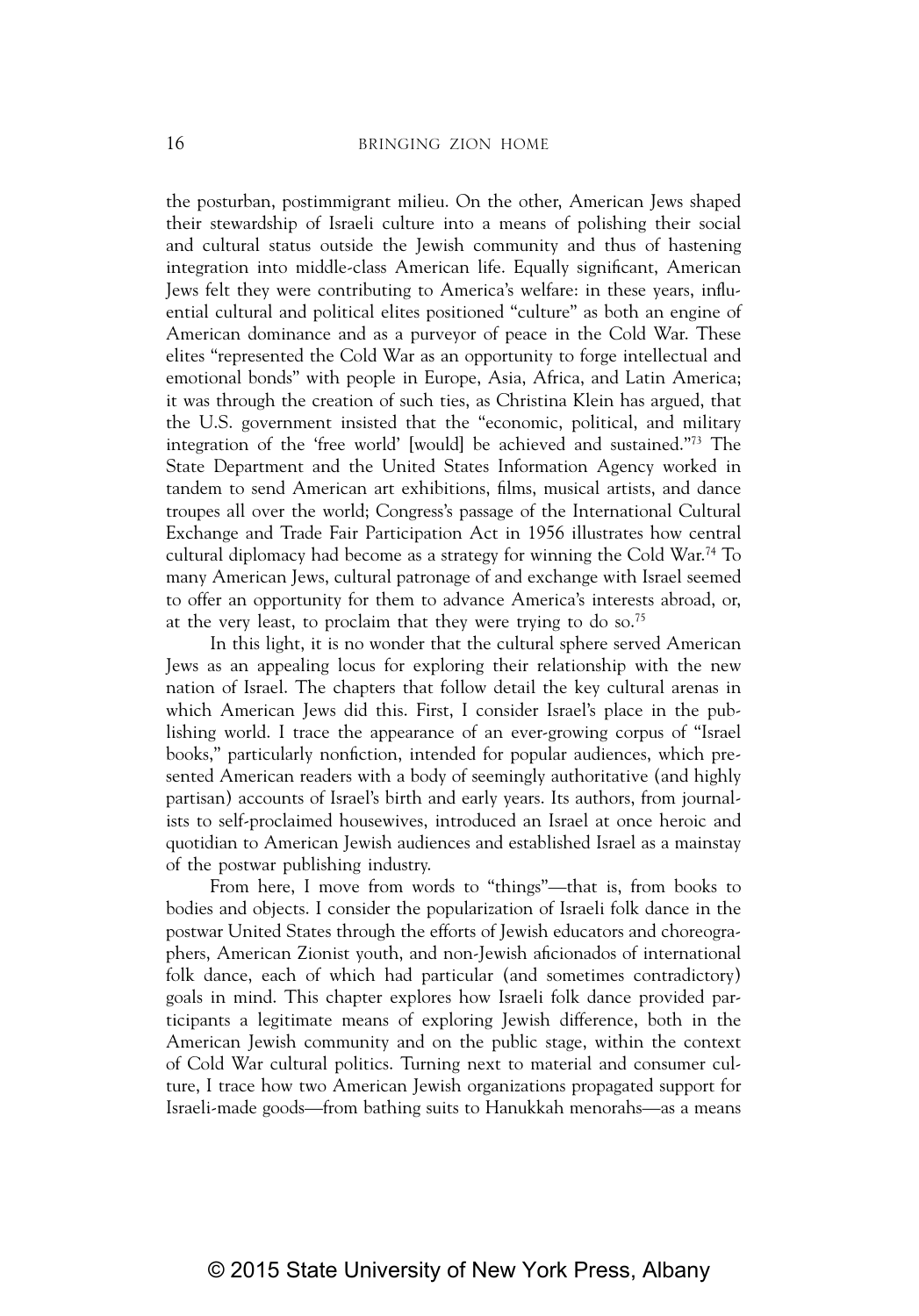the posturban, postimmigrant milieu. On the other, American Jews shaped their stewardship of Israeli culture into a means of polishing their social and cultural status outside the Jewish community and thus of hastening integration into middle-class American life. Equally significant, American Jews felt they were contributing to America's welfare: in these years, influential cultural and political elites positioned "culture" as both an engine of American dominance and as a purveyor of peace in the Cold War. These elites "represented the Cold War as an opportunity to forge intellectual and emotional bonds" with people in Europe, Asia, Africa, and Latin America; it was through the creation of such ties, as Christina Klein has argued, that the U.S. government insisted that the "economic, political, and military integration of the 'free world' [would] be achieved and sustained."[73] The State Department and the United States Information Agency worked in tandem to send American art exhibitions, films, musical artists, and dance troupes all over the world; Congress's passage of the International Cultural Exchange and Trade Fair Participation Act in 1956 illustrates how central cultural diplomacy had become as a strategy for winning the Cold War.[74] To many American Jews, cultural patronage of and exchange with Israel seemed to offer an opportunity for them to advance America's interests abroad, or, at the very least, to proclaim that they were trying to do so.[75]

In this light, it is no wonder that the cultural sphere served American Jews as an appealing locus for exploring their relationship with the new nation of Israel. The chapters that follow detail the key cultural arenas in which American Jews did this. First, I consider Israel's place in the publishing world. I trace the appearance of an ever-growing corpus of "Israel books," particularly nonfiction, intended for popular audiences, which presented American readers with a body of seemingly authoritative (and highly partisan) accounts of Israel's birth and early years. Its authors, from journalists to self-proclaimed housewives, introduced an Israel at once heroic and quotidian to American Jewish audiences and established Israel as a mainstay of the postwar publishing industry.

From here, I move from words to "things"—that is, from books to bodies and objects. I consider the popularization of Israeli folk dance in the postwar United States through the efforts of Jewish educators and choreographers, American Zionist youth, and non-Jewish aficionados of international folk dance, each of which had particular (and sometimes contradictory) goals in mind. This chapter explores how Israeli folk dance provided participants a legitimate means of exploring Jewish difference, both in the American Jewish community and on the public stage, within the context of Cold War cultural politics. Turning next to material and consumer culture, I trace how two American Jewish organizations propagated support for Israeli-made goods—from bathing suits to Hanukkah menorahs—as a means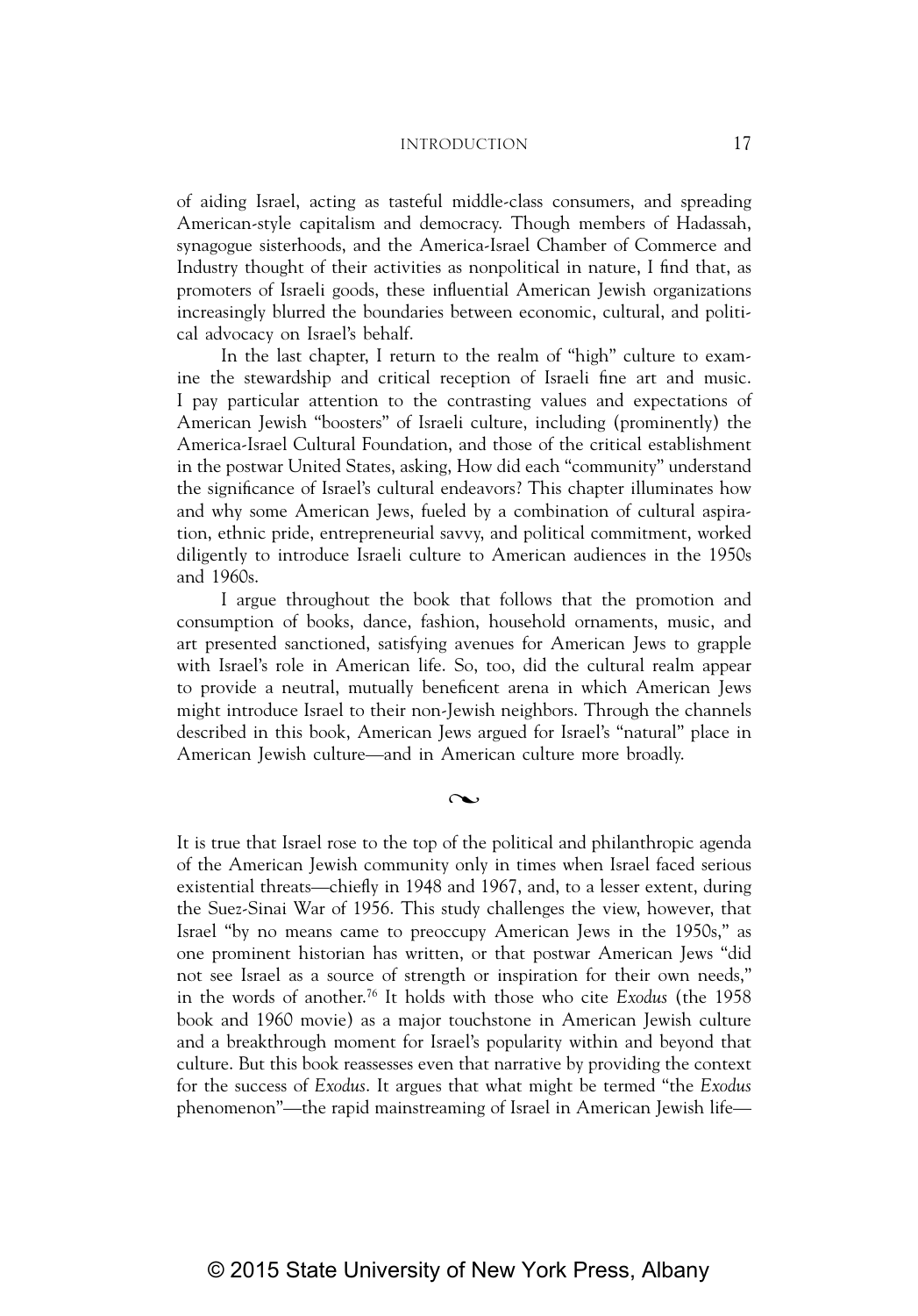of aiding Israel, acting as tasteful middle-class consumers, and spreading American-style capitalism and democracy. Though members of Hadassah, synagogue sisterhoods, and the America-Israel Chamber of Commerce and Industry thought of their activities as nonpolitical in nature, I find that, as promoters of Israeli goods, these influential American Jewish organizations increasingly blurred the boundaries between economic, cultural, and political advocacy on Israel's behalf.

In the last chapter, I return to the realm of "high" culture to examine the stewardship and critical reception of Israeli fine art and music. I pay particular attention to the contrasting values and expectations of American Jewish "boosters" of Israeli culture, including (prominently) the America-Israel Cultural Foundation, and those of the critical establishment in the postwar United States, asking, How did each "community" understand the significance of Israel's cultural endeavors? This chapter illuminates how and why some American Jews, fueled by a combination of cultural aspiration, ethnic pride, entrepreneurial savvy, and political commitment, worked diligently to introduce Israeli culture to American audiences in the 1950s and 1960s.

I argue throughout the book that follows that the promotion and consumption of books, dance, fashion, household ornaments, music, and art presented sanctioned, satisfying avenues for American Jews to grapple with Israel's role in American life. So, too, did the cultural realm appear to provide a neutral, mutually beneficent arena in which American Jews might introduce Israel to their non-Jewish neighbors. Through the channels described in this book, American Jews argued for Israel's "natural" place in American Jewish culture—and in American culture more broadly.

~

It is true that Israel rose to the top of the political and philanthropic agenda of the American Jewish community only in times when Israel faced serious existential threats—chiefly in 1948 and 1967, and, to a lesser extent, during the Suez-Sinai War of 1956. This study challenges the view, however, that Israel "by no means came to preoccupy American Jews in the 1950s," as one prominent historian has written, or that postwar American Jews "did not see Israel as a source of strength or inspiration for their own needs," in the words of another.[76] It holds with those who cite *Exodus* (the 1958 book and 1960 movie) as a major touchstone in American Jewish culture and a breakthrough moment for Israel's popularity within and beyond that culture. But this book reassesses even that narrative by providing the context for the success of *Exodus*. It argues that what might be termed "the *Exodus* phenomenon"—the rapid mainstreaming of Israel in American Jewish life—

© 2015 State University of New York Press, Albany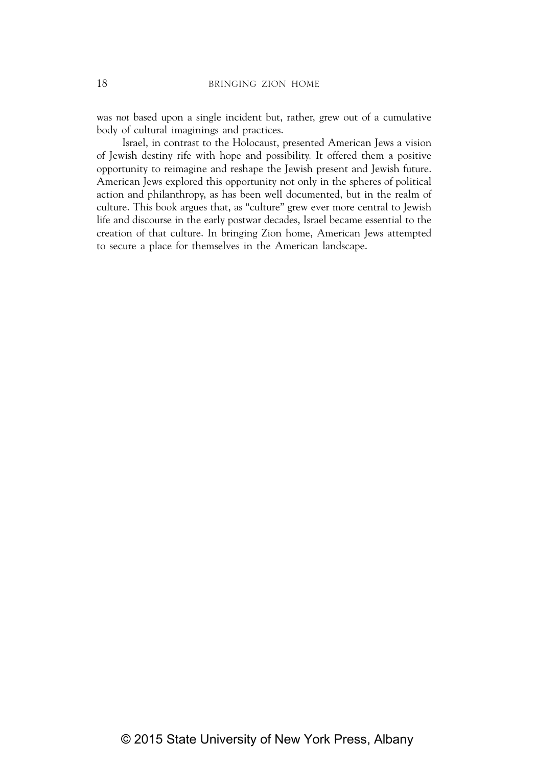was *not* based upon a single incident but, rather, grew out of a cumulative body of cultural imaginings and practices.

Israel, in contrast to the Holocaust, presented American Jews a vision of Jewish destiny rife with hope and possibility. It offered them a positive opportunity to reimagine and reshape the Jewish present and Jewish future. American Jews explored this opportunity not only in the spheres of political action and philanthropy, as has been well documented, but in the realm of culture. This book argues that, as "culture" grew ever more central to Jewish life and discourse in the early postwar decades, Israel became essential to the creation of that culture. In bringing Zion home, American Jews attempted to secure a place for themselves in the American landscape.

© 2015 State University of New York Press, Albany